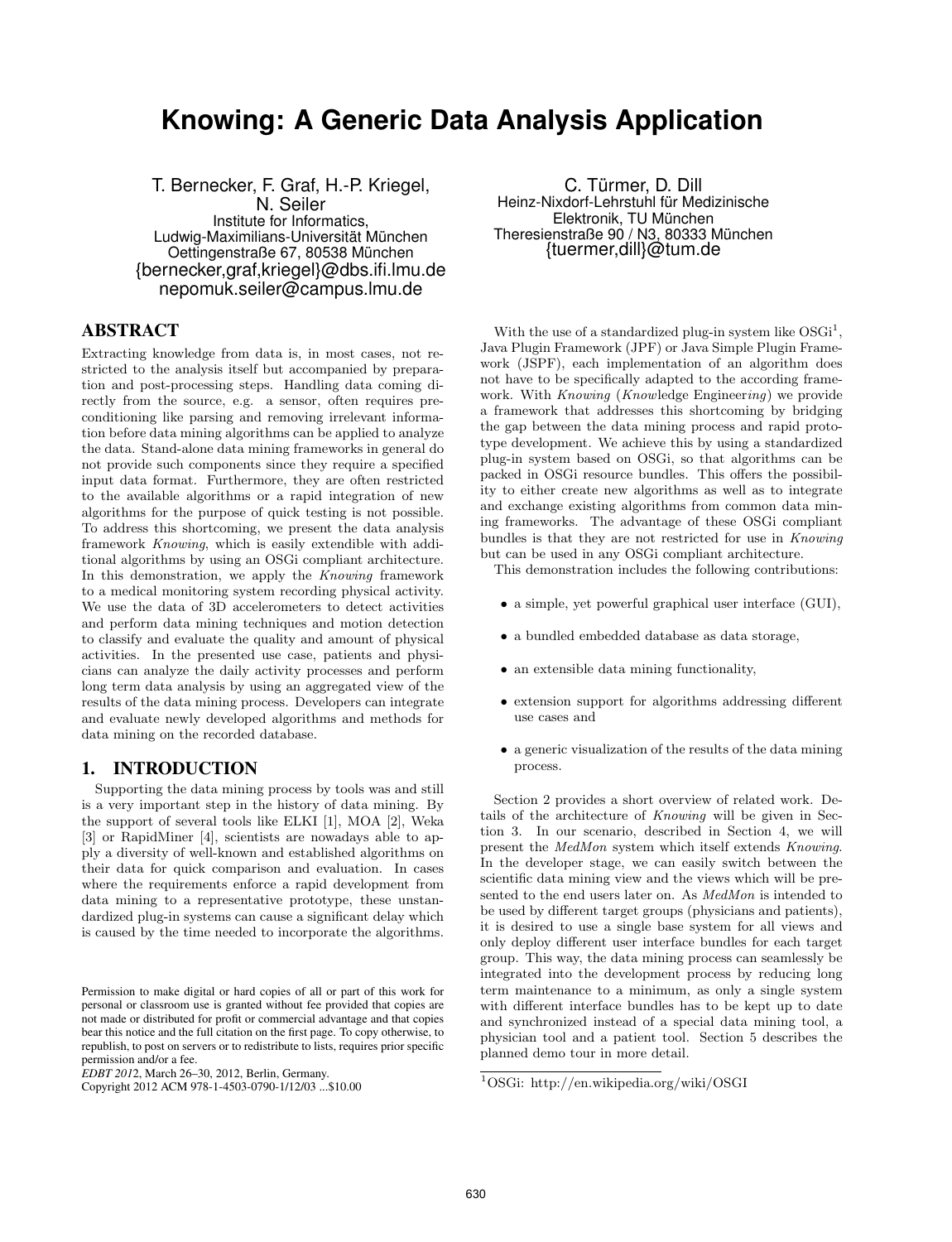# Knowing: A Generic Data Analysis Application

T. Bernecker, F. Graf, H.-P. Kriegel, N. Seiler
Institute for Informatics, Ludwig-Maximilians-Universität München
Oettingenstraße 67, 80538 München
{bernecker,graf,kriegel}@dbs.ifi.lmu.de
nepomuk.seiler@campus.lmu.de

C. Türmer, D. Dill
Heinz-Nixdorf-Lehrstuhl für Medizinische Elektronik, TU München
Theresienstraße 90 / N3, 80333 München
{tuermer,dill}@tum.de

## ABSTRACT

Extracting knowledge from data is, in most cases, not restricted to the analysis itself but accompanied by preparation and post-processing steps. Handling data coming directly from the source, e.g. a sensor, often requires preconditioning like parsing and removing irrelevant information before data mining algorithms can be applied to analyze the data. Stand-alone data mining frameworks in general do not provide such components since they require a specified input data format. Furthermore, they are often restricted to the available algorithms or a rapid integration of new algorithms for the purpose of quick testing is not possible. To address this shortcoming, we present the data analysis framework *Knowing*, which is easily extendible with additional algorithms by using an OSGi compliant architecture. In this demonstration, we apply the *Knowing* framework to a medical monitoring system recording physical activity. We use the data of 3D accelerometers to detect activities and perform data mining techniques and motion detection to classify and evaluate the quality and amount of physical activities. In the presented use case, patients and physicians can analyze the daily activity processes and perform long term data analysis by using an aggregated view of the results of the data mining process. Developers can integrate and evaluate newly developed algorithms and methods for data mining on the recorded database.

## 1. INTRODUCTION

Supporting the data mining process by tools was and still is a very important step in the history of data mining. By the support of several tools like ELKI [1], MOA [2], Weka [3] or RapidMiner [4], scientists are nowadays able to apply a diversity of well-known and established algorithms on their data for quick comparison and evaluation. In cases where the requirements enforce a rapid development from data mining to a representative prototype, these unstandardized plug-in systems can cause a significant delay which is caused by the time needed to incorporate the algorithms.

With the use of a standardized plug-in system like OSGi[1], Java Plugin Framework (JPF) or Java Simple Plugin Framework (JSPF), each implementation of an algorithm does not have to be specifically adapted to the according framework. With *Knowing* (*Know*ledge Engineer*ing*) we provide a framework that addresses this shortcoming by bridging the gap between the data mining process and rapid prototype development. We achieve this by using a standardized plug-in system based on OSGi, so that algorithms can be packed in OSGi resource bundles. This offers the possibility to either create new algorithms as well as to integrate and exchange existing algorithms from common data mining frameworks. The advantage of these OSGi compliant bundles is that they are not restricted for use in *Knowing* but can be used in any OSGi compliant architecture.

This demonstration includes the following contributions:

- a simple, yet powerful graphical user interface (GUI),
- a bundled embedded database as data storage,
- an extensible data mining functionality,
- extension support for algorithms addressing different use cases and
- a generic visualization of the results of the data mining process.

Section 2 provides a short overview of related work. Details of the architecture of *Knowing* will be given in Section 3. In our scenario, described in Section 4, we will present the *MedMon* system which itself extends *Knowing*. In the developer stage, we can easily switch between the scientific data mining view and the views which will be presented to the end users later on. As *MedMon* is intended to be used by different target groups (physicians and patients), it is desired to use a single base system for all views and only deploy different user interface bundles for each target group. This way, the data mining process can seamlessly be integrated into the development process by reducing long term maintenance to a minimum, as only a single system with different interface bundles has to be kept up to date and synchronized instead of a special data mining tool, a physician tool and a patient tool. Section 5 describes the planned demo tour in more detail.

[1]OSGi: http://en.wikipedia.org/wiki/OSGI

Permission to make digital or hard copies of all or part of this work for personal or classroom use is granted without fee provided that copies are not made or distributed for profit or commercial advantage and that copies bear this notice and the full citation on the first page. To copy otherwise, to republish, to post on servers or to redistribute to lists, requires prior specific permission and/or a fee.
*EDBT 2012*, March 26–30, 2012, Berlin, Germany.
Copyright 2012 ACM 978-1-4503-0790-1/12/03 ...$10.00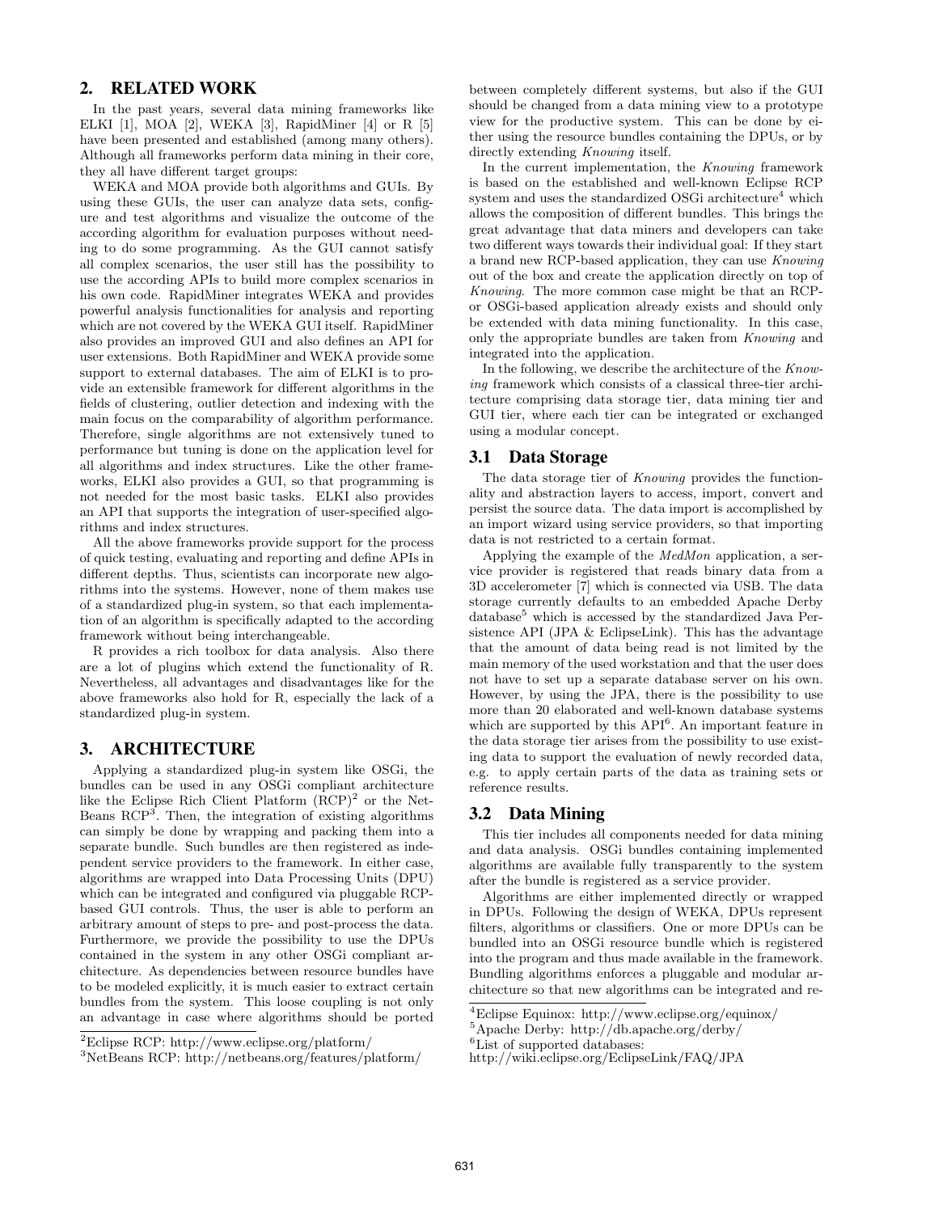## 2. RELATED WORK

In the past years, several data mining frameworks like ELKI [1], MOA [2], WEKA [3], RapidMiner [4] or R [5] have been presented and established (among many others). Although all frameworks perform data mining in their core, they all have different target groups:

WEKA and MOA provide both algorithms and GUIs. By using these GUIs, the user can analyze data sets, configure and test algorithms and visualize the outcome of the according algorithm for evaluation purposes without needing to do some programming. As the GUI cannot satisfy all complex scenarios, the user still has the possibility to use the according APIs to build more complex scenarios in his own code. RapidMiner integrates WEKA and provides powerful analysis functionalities for analysis and reporting which are not covered by the WEKA GUI itself. RapidMiner also provides an improved GUI and also defines an API for user extensions. Both RapidMiner and WEKA provide some support to external databases. The aim of ELKI is to provide an extensible framework for different algorithms in the fields of clustering, outlier detection and indexing with the main focus on the comparability of algorithm performance. Therefore, single algorithms are not extensively tuned to performance but tuning is done on the application level for all algorithms and index structures. Like the other frameworks, ELKI also provides a GUI, so that programming is not needed for the most basic tasks. ELKI also provides an API that supports the integration of user-specified algorithms and index structures.

All the above frameworks provide support for the process of quick testing, evaluating and reporting and define APIs in different depths. Thus, scientists can incorporate new algorithms into the systems. However, none of them makes use of a standardized plug-in system, so that each implementation of an algorithm is specifically adapted to the according framework without being interchangeable.

R provides a rich toolbox for data analysis. Also there are a lot of plugins which extend the functionality of R. Nevertheless, all advantages and disadvantages like for the above frameworks also hold for R, especially the lack of a standardized plug-in system.

## 3. ARCHITECTURE

Applying a standardized plug-in system like OSGi, the bundles can be used in any OSGi compliant architecture like the Eclipse Rich Client Platform (RCP)[2] or the NetBeans RCP[3]. Then, the integration of existing algorithms can simply be done by wrapping and packing them into a separate bundle. Such bundles are then registered as independent service providers to the framework. In either case, algorithms are wrapped into Data Processing Units (DPU) which can be integrated and configured via pluggable RCP-based GUI controls. Thus, the user is able to perform an arbitrary amount of steps to pre- and post-process the data. Furthermore, we provide the possibility to use the DPUs contained in the system in any other OSGi compliant architecture. As dependencies between resource bundles have to be modeled explicitly, it is much easier to extract certain bundles from the system. This loose coupling is not only an advantage in case where algorithms should be ported between completely different systems, but also if the GUI should be changed from a data mining view to a prototype view for the productive system. This can be done by either using the resource bundles containing the DPUs, or by directly extending *Knowing* itself.

In the current implementation, the *Knowing* framework is based on the established and well-known Eclipse RCP system and uses the standardized OSGi architecture[4] which allows the composition of different bundles. This brings the great advantage that data miners and developers can take two different ways towards their individual goal: If they start a brand new RCP-based application, they can use *Knowing* out of the box and create the application directly on top of *Knowing*. The more common case might be that an RCP- or OSGi-based application already exists and should only be extended with data mining functionality. In this case, only the appropriate bundles are taken from *Knowing* and integrated into the application.

In the following, we describe the architecture of the *Knowing* framework which consists of a classical three-tier architecture comprising data storage tier, data mining tier and GUI tier, where each tier can be integrated or exchanged using a modular concept.

### 3.1 Data Storage

The data storage tier of *Knowing* provides the functionality and abstraction layers to access, import, convert and persist the source data. The data import is accomplished by an import wizard using service providers, so that importing data is not restricted to a certain format.

Applying the example of the *MedMon* application, a service provider is registered that reads binary data from a 3D accelerometer [7] which is connected via USB. The data storage currently defaults to an embedded Apache Derby database[5] which is accessed by the standardized Java Persistence API (JPA & EclipseLink). This has the advantage that the amount of data being read is not limited by the main memory of the used workstation and that the user does not have to set up a separate database server on his own. However, by using the JPA, there is the possibility to use more than 20 elaborated and well-known database systems which are supported by this API[6]. An important feature in the data storage tier arises from the possibility to use existing data to support the evaluation of newly recorded data, e.g. to apply certain parts of the data as training sets or reference results.

### 3.2 Data Mining

This tier includes all components needed for data mining and data analysis. OSGi bundles containing implemented algorithms are available fully transparently to the system after the bundle is registered as a service provider.

Algorithms are either implemented directly or wrapped in DPUs. Following the design of WEKA, DPUs represent filters, algorithms or classifiers. One or more DPUs can be bundled into an OSGi resource bundle which is registered into the program and thus made available in the framework. Bundling algorithms enforces a pluggable and modular architecture so that new algorithms can be integrated and re-

[2]Eclipse RCP: http://www.eclipse.org/platform/

[3]NetBeans RCP: http://netbeans.org/features/platform/

[4]Eclipse Equinox: http://www.eclipse.org/equinox/

[5]Apache Derby: http://db.apache.org/derby/

[6]List of supported databases: http://wiki.eclipse.org/EclipseLink/FAQ/JPA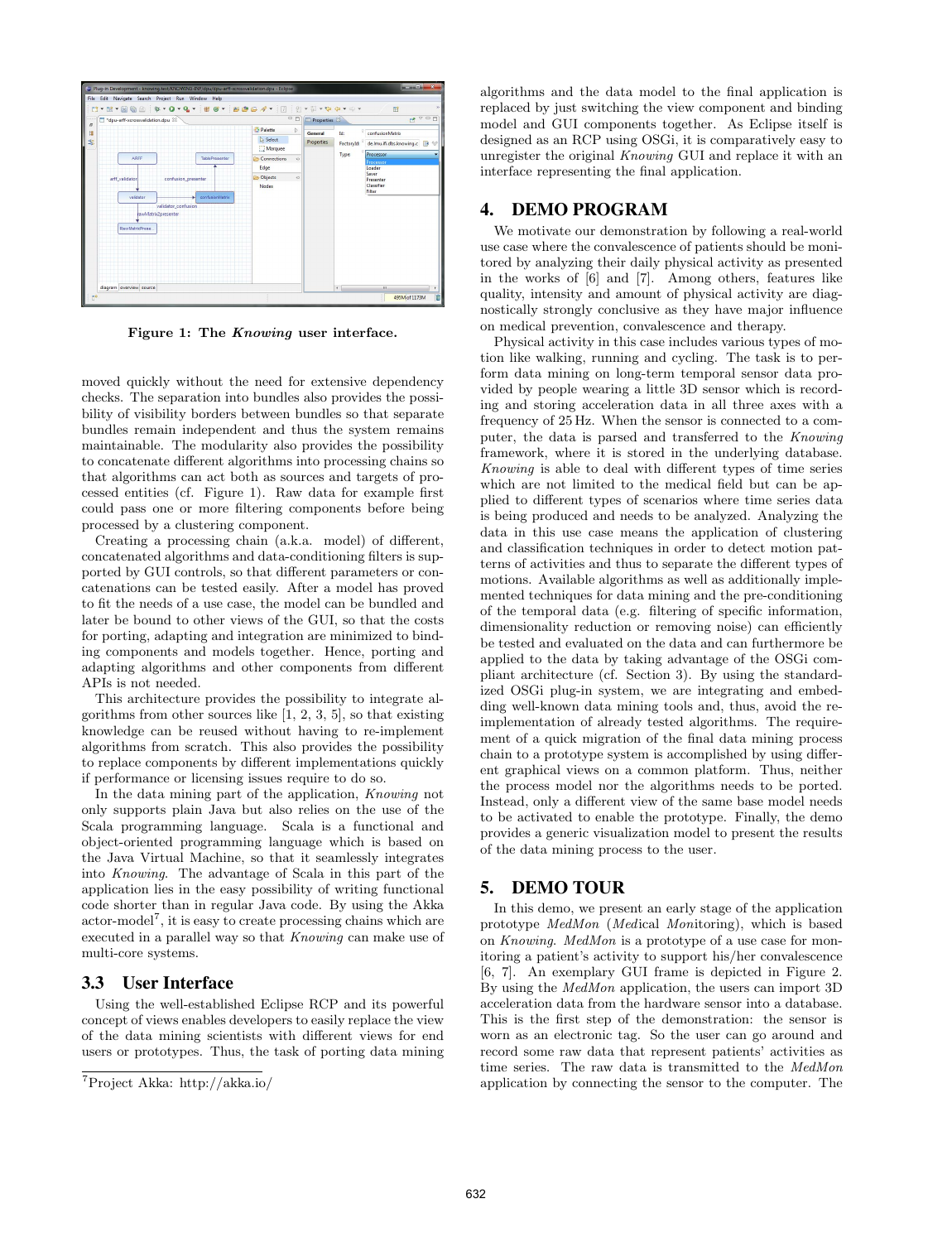Figure 1: The *Knowing* user interface.

moved quickly without the need for extensive dependency checks. The separation into bundles also provides the possibility of visibility borders between bundles so that separate bundles remain independent and thus the system remains maintainable. The modularity also provides the possibility to concatenate different algorithms into processing chains so that algorithms can act both as sources and targets of processed entities (cf. Figure 1). Raw data for example first could pass one or more filtering components before being processed by a clustering component.

Creating a processing chain (a.k.a. model) of different, concatenated algorithms and data-conditioning filters is supported by GUI controls, so that different parameters or concatenations can be tested easily. After a model has proved to fit the needs of a use case, the model can be bundled and later be bound to other views of the GUI, so that the costs for porting, adapting and integration are minimized to binding components and models together. Hence, porting and adapting algorithms and other components from different APIs is not needed.

This architecture provides the possibility to integrate algorithms from other sources like [1, 2, 3, 5], so that existing knowledge can be reused without having to re-implement algorithms from scratch. This also provides the possibility to replace components by different implementations quickly if performance or licensing issues require to do so.

In the data mining part of the application, *Knowing* not only supports plain Java but also relies on the use of the Scala programming language. Scala is a functional and object-oriented programming language which is based on the Java Virtual Machine, so that it seamlessly integrates into *Knowing*. The advantage of Scala in this part of the application lies in the easy possibility of writing functional code shorter than in regular Java code. By using the Akka actor-model[7], it is easy to create processing chains which are executed in a parallel way so that *Knowing* can make use of multi-core systems.

### 3.3 User Interface

Using the well-established Eclipse RCP and its powerful concept of views enables developers to easily replace the view of the data mining scientists with different views for end users or prototypes. Thus, the task of porting data mining algorithms and the data model to the final application is replaced by just switching the view component and binding model and GUI components together. As Eclipse itself is designed as an RCP using OSGi, it is comparatively easy to unregister the original *Knowing* GUI and replace it with an interface representing the final application.

[7] Project Akka: http://akka.io/

## 4. DEMO PROGRAM

We motivate our demonstration by following a real-world use case where the convalescence of patients should be monitored by analyzing their daily physical activity as presented in the works of [6] and [7]. Among others, features like quality, intensity and amount of physical activity are diagnostically strongly conclusive as they have major influence on medical prevention, convalescence and therapy.

Physical activity in this case includes various types of motion like walking, running and cycling. The task is to perform data mining on long-term temporal sensor data provided by people wearing a little 3D sensor which is recording and storing acceleration data in all three axes with a frequency of 25 Hz. When the sensor is connected to a computer, the data is parsed and transferred to the *Knowing* framework, where it is stored in the underlying database. *Knowing* is able to deal with different types of time series which are not limited to the medical field but can be applied to different types of scenarios where time series data is being produced and needs to be analyzed. Analyzing the data in this use case means the application of clustering and classification techniques in order to detect motion patterns of activities and thus to separate the different types of motions. Available algorithms as well as additionally implemented techniques for data mining and the pre-conditioning of the temporal data (e.g. filtering of specific information, dimensionality reduction or removing noise) can efficiently be tested and evaluated on the data and can furthermore be applied to the data by taking advantage of the OSGi compliant architecture (cf. Section 3). By using the standardized OSGi plug-in system, we are integrating and embedding well-known data mining tools and, thus, avoid the reimplementation of already tested algorithms. The requirement of a quick migration of the final data mining process chain to a prototype system is accomplished by using different graphical views on a common platform. Thus, neither the process model nor the algorithms needs to be ported. Instead, only a different view of the same base model needs to be activated to enable the prototype. Finally, the demo provides a generic visualization model to present the results of the data mining process to the user.

## 5. DEMO TOUR

In this demo, we present an early stage of the application prototype *MedMon* (*Med*ical *Mon*itoring), which is based on *Knowing*. *MedMon* is a prototype of a use case for monitoring a patient's activity to support his/her convalescence [6, 7]. An exemplary GUI frame is depicted in Figure 2. By using the *MedMon* application, the users can import 3D acceleration data from the hardware sensor into a database. This is the first step of the demonstration: the sensor is worn as an electronic tag. So the user can go around and record some raw data that represent patients' activities as time series. The raw data is transmitted to the *MedMon* application by connecting the sensor to the computer. The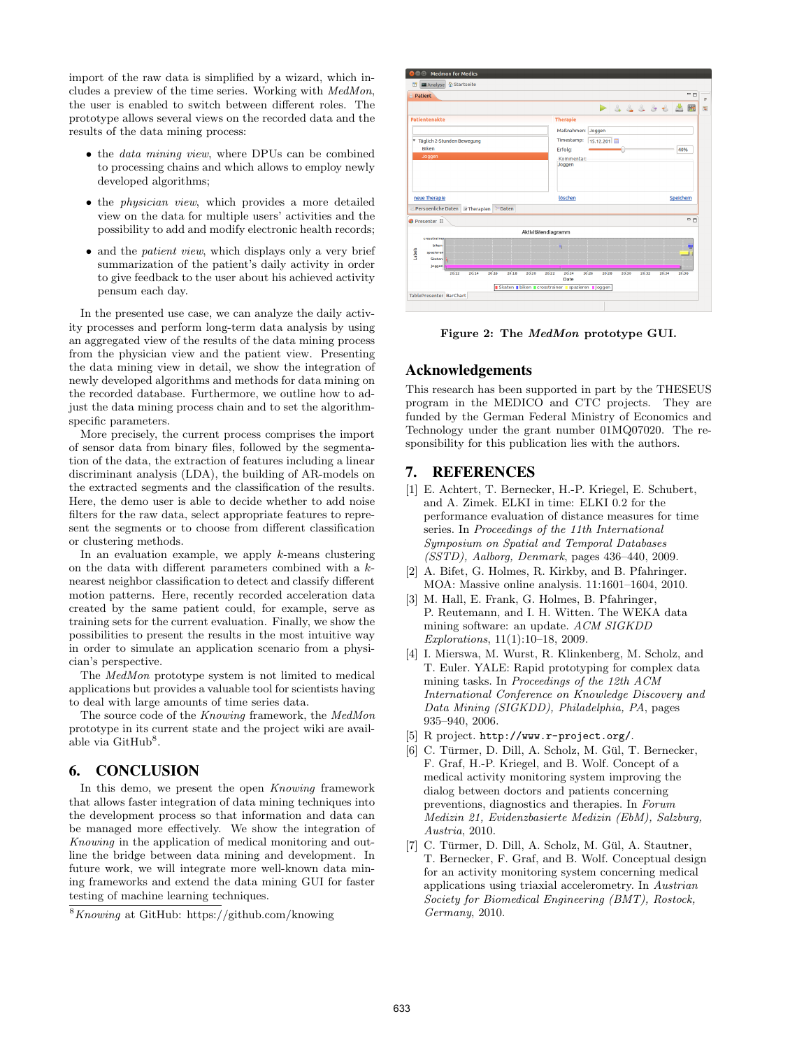import of the raw data is simplified by a wizard, which includes a preview of the time series. Working with *MedMon*, the user is enabled to switch between different roles. The prototype allows several views on the recorded data and the results of the data mining process:

- the *data mining view*, where DPUs can be combined to processing chains and which allows to employ newly developed algorithms;
- the *physician view*, which provides a more detailed view on the data for multiple users' activities and the possibility to add and modify electronic health records;
- and the *patient view*, which displays only a very brief summarization of the patient's daily activity in order to give feedback to the user about his achieved activity pensum each day.

In the presented use case, we can analyze the daily activity processes and perform long-term data analysis by using an aggregated view of the results of the data mining process from the physician view and the patient view. Presenting the data mining view in detail, we show the integration of newly developed algorithms and methods for data mining on the recorded database. Furthermore, we outline how to adjust the data mining process chain and to set the algorithm-specific parameters.

More precisely, the current process comprises the import of sensor data from binary files, followed by the segmentation of the data, the extraction of features including a linear discriminant analysis (LDA), the building of AR-models on the extracted segments and the classification of the results. Here, the demo user is able to decide whether to add noise filters for the raw data, select appropriate features to represent the segments or to choose from different classification or clustering methods.

In an evaluation example, we apply $k$-means clustering on the data with different parameters combined with a $k$-nearest neighbor classification to detect and classify different motion patterns. Here, recently recorded acceleration data created by the same patient could, for example, serve as training sets for the current evaluation. Finally, we show the possibilities to present the results in the most intuitive way in order to simulate an application scenario from a physician's perspective.

The *MedMon* prototype system is not limited to medical applications but provides a valuable tool for scientists having to deal with large amounts of time series data.

The source code of the *Knowing* framework, the *MedMon* prototype in its current state and the project wiki are available via GitHub[8].

## 6. CONCLUSION

In this demo, we present the open *Knowing* framework that allows faster integration of data mining techniques into the development process so that information and data can be managed more effectively. We show the integration of *Knowing* in the application of medical monitoring and outline the bridge between data mining and development. In future work, we will integrate more well-known data mining frameworks and extend the data mining GUI for faster testing of machine learning techniques.

[8] *Knowing* at GitHub: https://github.com/knowing

**Figure 2: The *MedMon* prototype GUI.**

## Acknowledgements

This research has been supported in part by the THESEUS program in the MEDICO and CTC projects. They are funded by the German Federal Ministry of Economics and Technology under the grant number 01MQ07020. The responsibility for this publication lies with the authors.

## 7. REFERENCES

[1] E. Achtert, T. Bernecker, H.-P. Kriegel, E. Schubert, and A. Zimek. ELKI in time: ELKI 0.2 for the performance evaluation of distance measures for time series. In *Proceedings of the 11th International Symposium on Spatial and Temporal Databases (SSTD), Aalborg, Denmark*, pages 436–440, 2009.

[2] A. Bifet, G. Holmes, R. Kirkby, and B. Pfahringer. MOA: Massive online analysis. 11:1601–1604, 2010.

[3] M. Hall, E. Frank, G. Holmes, B. Pfahringer, P. Reutemann, and I. H. Witten. The WEKA data mining software: an update. *ACM SIGKDD Explorations*, 11(1):10–18, 2009.

[4] I. Mierswa, M. Wurst, R. Klinkenberg, M. Scholz, and T. Euler. YALE: Rapid prototyping for complex data mining tasks. In *Proceedings of the 12th ACM International Conference on Knowledge Discovery and Data Mining (SIGKDD), Philadelphia, PA*, pages 935–940, 2006.

[5] R project. `http://www.r-project.org/`.

[6] C. Türmer, D. Dill, A. Scholz, M. Gül, T. Bernecker, F. Graf, H.-P. Kriegel, and B. Wolf. Concept of a medical activity monitoring system improving the dialog between doctors and patients concerning preventions, diagnostics and therapies. In *Forum Medizin 21, Evidenzbasierte Medizin (EbM), Salzburg, Austria*, 2010.

[7] C. Türmer, D. Dill, A. Scholz, M. Gül, A. Stautner, T. Bernecker, F. Graf, and B. Wolf. Conceptual design for an activity monitoring system concerning medical applications using triaxial accelerometry. In *Austrian Society for Biomedical Engineering (BMT), Rostock, Germany*, 2010.